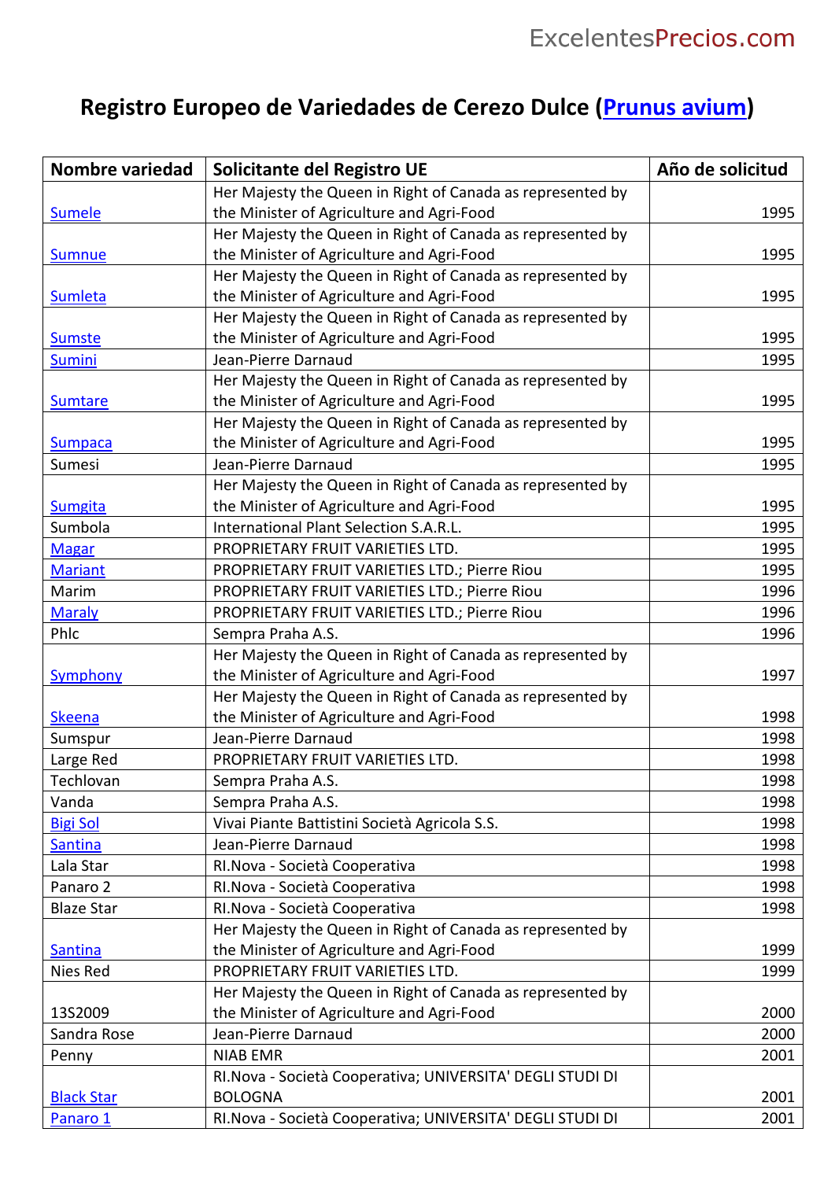# Registro Europeo de Variedades de Cerezo Dulce (Prunus avium)

| Nombre variedad | Solicitante del Registro UE | Año de solicitud |
|---|---|---|
| Sumele | Her Majesty the Queen in Right of Canada as represented by the Minister of Agriculture and Agri-Food | 1995 |
| Sumnue | Her Majesty the Queen in Right of Canada as represented by the Minister of Agriculture and Agri-Food | 1995 |
| Sumleta | Her Majesty the Queen in Right of Canada as represented by the Minister of Agriculture and Agri-Food | 1995 |
| Sumste | Her Majesty the Queen in Right of Canada as represented by the Minister of Agriculture and Agri-Food | 1995 |
| Sumini | Jean-Pierre Darnaud | 1995 |
| Sumtare | Her Majesty the Queen in Right of Canada as represented by the Minister of Agriculture and Agri-Food | 1995 |
| Sumpaca | Her Majesty the Queen in Right of Canada as represented by the Minister of Agriculture and Agri-Food | 1995 |
| Sumesi | Jean-Pierre Darnaud | 1995 |
| Sumgita | Her Majesty the Queen in Right of Canada as represented by the Minister of Agriculture and Agri-Food | 1995 |
| Sumbola | International Plant Selection S.A.R.L. | 1995 |
| Magar | PROPRIETARY FRUIT VARIETIES LTD. | 1995 |
| Mariant | PROPRIETARY FRUIT VARIETIES LTD.; Pierre Riou | 1995 |
| Marim | PROPRIETARY FRUIT VARIETIES LTD.; Pierre Riou | 1996 |
| Maraly | PROPRIETARY FRUIT VARIETIES LTD.; Pierre Riou | 1996 |
| Phlc | Sempra Praha A.S. | 1996 |
| Symphony | Her Majesty the Queen in Right of Canada as represented by the Minister of Agriculture and Agri-Food | 1997 |
| Skeena | Her Majesty the Queen in Right of Canada as represented by the Minister of Agriculture and Agri-Food | 1998 |
| Sumspur | Jean-Pierre Darnaud | 1998 |
| Large Red | PROPRIETARY FRUIT VARIETIES LTD. | 1998 |
| Techlovan | Sempra Praha A.S. | 1998 |
| Vanda | Sempra Praha A.S. | 1998 |
| Bigi Sol | Vivai Piante Battistini Società Agricola S.S. | 1998 |
| Santina | Jean-Pierre Darnaud | 1998 |
| Lala Star | RI.Nova - Società Cooperativa | 1998 |
| Panaro 2 | RI.Nova - Società Cooperativa | 1998 |
| Blaze Star | RI.Nova - Società Cooperativa | 1998 |
| Santina | Her Majesty the Queen in Right of Canada as represented by the Minister of Agriculture and Agri-Food | 1999 |
| Nies Red | PROPRIETARY FRUIT VARIETIES LTD. | 1999 |
| 13S2009 | Her Majesty the Queen in Right of Canada as represented by the Minister of Agriculture and Agri-Food | 2000 |
| Sandra Rose | Jean-Pierre Darnaud | 2000 |
| Penny | NIAB EMR | 2001 |
| Black Star | RI.Nova - Società Cooperativa; UNIVERSITA' DEGLI STUDI DI BOLOGNA | 2001 |
| Panaro 1 | RI.Nova - Società Cooperativa; UNIVERSITA' DEGLI STUDI DI | 2001 |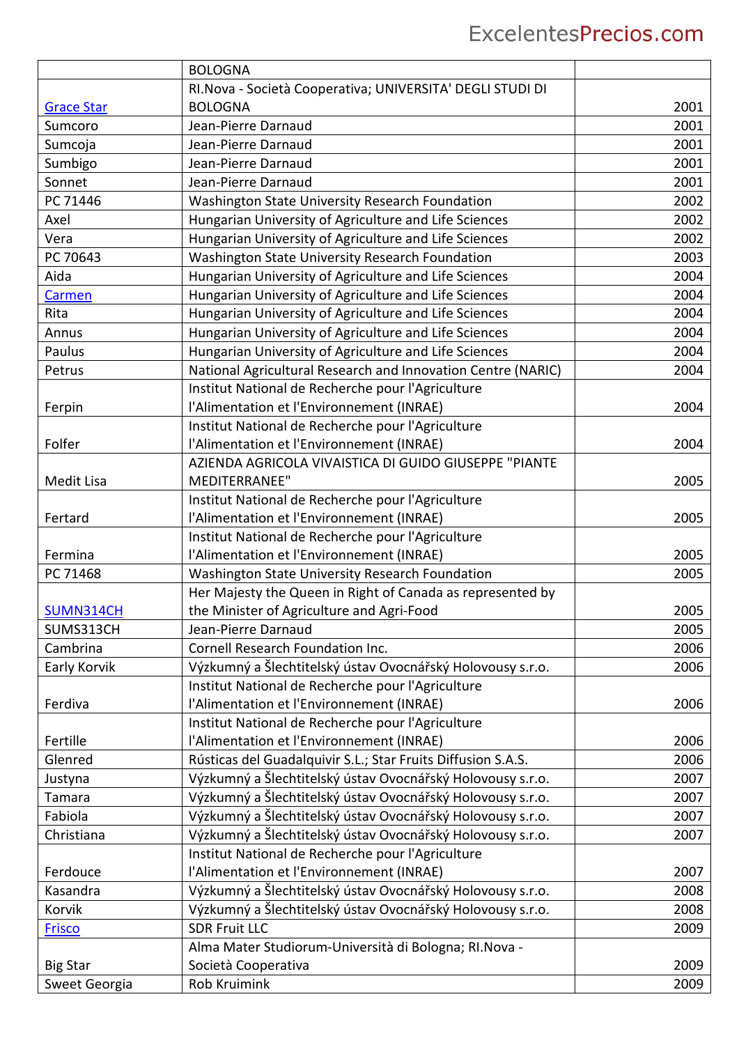| | | |
|---|---|---|
| | BOLOGNA | |
| Grace Star | RI.Nova - Società Cooperativa; UNIVERSITA' DEGLI STUDI DI BOLOGNA | 2001 |
| Sumcoro | Jean-Pierre Darnaud | 2001 |
| Sumcoja | Jean-Pierre Darnaud | 2001 |
| Sumbigo | Jean-Pierre Darnaud | 2001 |
| Sonnet | Jean-Pierre Darnaud | 2001 |
| PC 71446 | Washington State University Research Foundation | 2002 |
| Axel | Hungarian University of Agriculture and Life Sciences | 2002 |
| Vera | Hungarian University of Agriculture and Life Sciences | 2002 |
| PC 70643 | Washington State University Research Foundation | 2003 |
| Aida | Hungarian University of Agriculture and Life Sciences | 2004 |
| Carmen | Hungarian University of Agriculture and Life Sciences | 2004 |
| Rita | Hungarian University of Agriculture and Life Sciences | 2004 |
| Annus | Hungarian University of Agriculture and Life Sciences | 2004 |
| Paulus | Hungarian University of Agriculture and Life Sciences | 2004 |
| Petrus | National Agricultural Research and Innovation Centre (NARIC) | 2004 |
| Ferpin | Institut National de Recherche pour l'Agriculture l'Alimentation et l'Environnement (INRAE) | 2004 |
| Folfer | Institut National de Recherche pour l'Agriculture l'Alimentation et l'Environnement (INRAE) | 2004 |
| Medit Lisa | AZIENDA AGRICOLA VIVAISTICA DI GUIDO GIUSEPPE "PIANTE MEDITERRANEE" | 2005 |
| Fertard | Institut National de Recherche pour l'Agriculture l'Alimentation et l'Environnement (INRAE) | 2005 |
| Fermina | Institut National de Recherche pour l'Agriculture l'Alimentation et l'Environnement (INRAE) | 2005 |
| PC 71468 | Washington State University Research Foundation | 2005 |
| SUMN314CH | Her Majesty the Queen in Right of Canada as represented by the Minister of Agriculture and Agri-Food | 2005 |
| SUMS313CH | Jean-Pierre Darnaud | 2005 |
| Cambrina | Cornell Research Foundation Inc. | 2006 |
| Early Korvik | Výzkumný a Šlechtitelský ústav Ovocnářský Holovousy s.r.o. | 2006 |
| Ferdiva | Institut National de Recherche pour l'Agriculture l'Alimentation et l'Environnement (INRAE) | 2006 |
| Fertille | Institut National de Recherche pour l'Agriculture l'Alimentation et l'Environnement (INRAE) | 2006 |
| Glenred | Rústicas del Guadalquivir S.L.; Star Fruits Diffusion S.A.S. | 2006 |
| Justyna | Výzkumný a Šlechtitelský ústav Ovocnářský Holovousy s.r.o. | 2007 |
| Tamara | Výzkumný a Šlechtitelský ústav Ovocnářský Holovousy s.r.o. | 2007 |
| Fabiola | Výzkumný a Šlechtitelský ústav Ovocnářský Holovousy s.r.o. | 2007 |
| Christiana | Výzkumný a Šlechtitelský ústav Ovocnářský Holovousy s.r.o. | 2007 |
| Ferdouce | Institut National de Recherche pour l'Agriculture l'Alimentation et l'Environnement (INRAE) | 2007 |
| Kasandra | Výzkumný a Šlechtitelský ústav Ovocnářský Holovousy s.r.o. | 2008 |
| Korvik | Výzkumný a Šlechtitelský ústav Ovocnářský Holovousy s.r.o. | 2008 |
| Frisco | SDR Fruit LLC | 2009 |
| Big Star | Alma Mater Studiorum-Università di Bologna; RI.Nova - Società Cooperativa | 2009 |
| Sweet Georgia | Rob Kruimink | 2009 |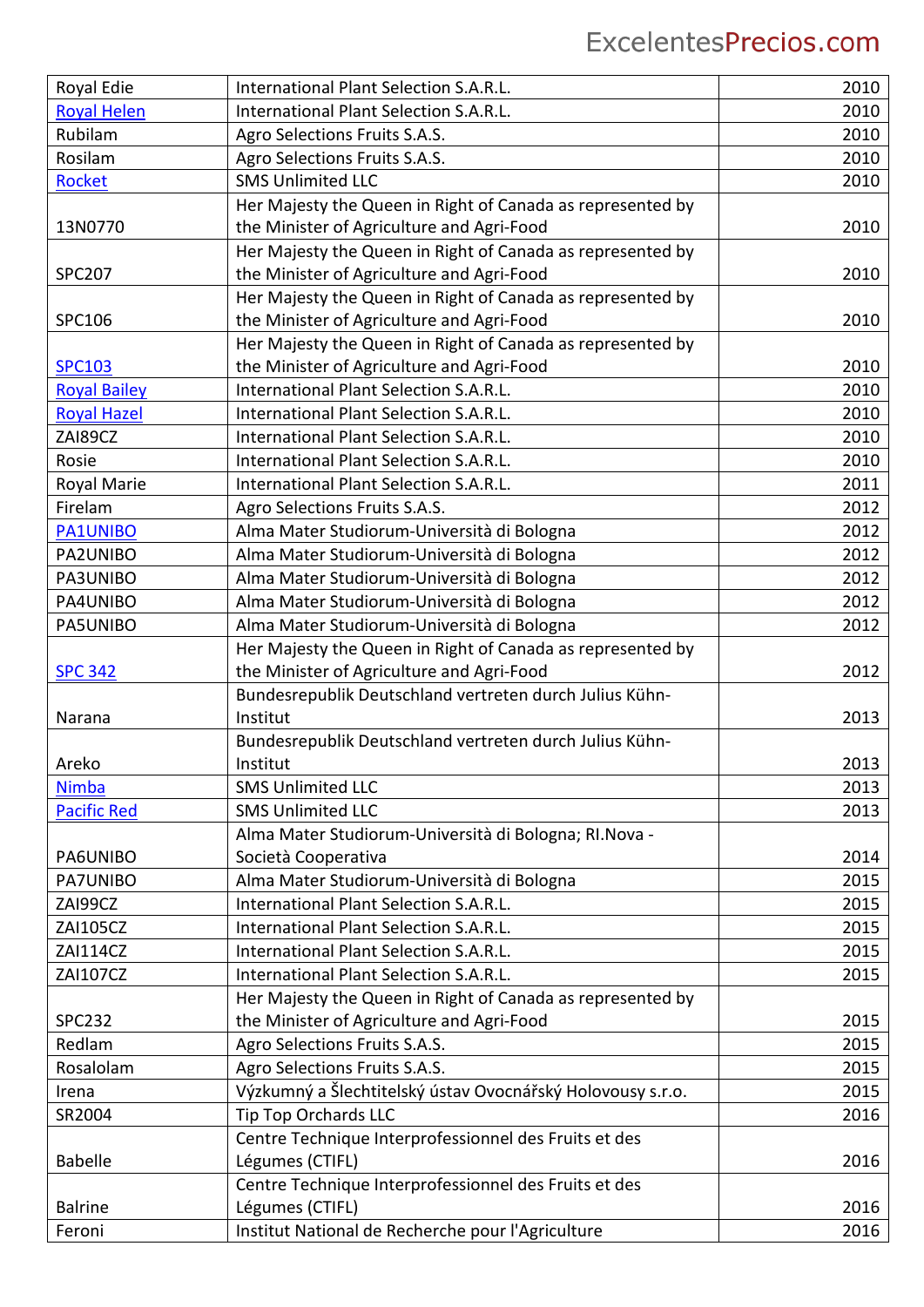| | | |
|---|---|---|
| Royal Edie | International Plant Selection S.A.R.L. | 2010 |
| Royal Helen | International Plant Selection S.A.R.L. | 2010 |
| Rubilam | Agro Selections Fruits S.A.S. | 2010 |
| Rosilam | Agro Selections Fruits S.A.S. | 2010 |
| Rocket | SMS Unlimited LLC | 2010 |
| 13N0770 | Her Majesty the Queen in Right of Canada as represented by the Minister of Agriculture and Agri-Food | 2010 |
| SPC207 | Her Majesty the Queen in Right of Canada as represented by the Minister of Agriculture and Agri-Food | 2010 |
| SPC106 | Her Majesty the Queen in Right of Canada as represented by the Minister of Agriculture and Agri-Food | 2010 |
| SPC103 | Her Majesty the Queen in Right of Canada as represented by the Minister of Agriculture and Agri-Food | 2010 |
| Royal Bailey | International Plant Selection S.A.R.L. | 2010 |
| Royal Hazel | International Plant Selection S.A.R.L. | 2010 |
| ZAI89CZ | International Plant Selection S.A.R.L. | 2010 |
| Rosie | International Plant Selection S.A.R.L. | 2010 |
| Royal Marie | International Plant Selection S.A.R.L. | 2011 |
| Firelam | Agro Selections Fruits S.A.S. | 2012 |
| PA1UNIBO | Alma Mater Studiorum-Università di Bologna | 2012 |
| PA2UNIBO | Alma Mater Studiorum-Università di Bologna | 2012 |
| PA3UNIBO | Alma Mater Studiorum-Università di Bologna | 2012 |
| PA4UNIBO | Alma Mater Studiorum-Università di Bologna | 2012 |
| PA5UNIBO | Alma Mater Studiorum-Università di Bologna | 2012 |
| SPC 342 | Her Majesty the Queen in Right of Canada as represented by the Minister of Agriculture and Agri-Food | 2012 |
| Narana | Bundesrepublik Deutschland vertreten durch Julius Kühn-Institut | 2013 |
| Areko | Bundesrepublik Deutschland vertreten durch Julius Kühn-Institut | 2013 |
| Nimba | SMS Unlimited LLC | 2013 |
| Pacific Red | SMS Unlimited LLC | 2013 |
| PA6UNIBO | Alma Mater Studiorum-Università di Bologna; RI.Nova - Società Cooperativa | 2014 |
| PA7UNIBO | Alma Mater Studiorum-Università di Bologna | 2015 |
| ZAI99CZ | International Plant Selection S.A.R.L. | 2015 |
| ZAI105CZ | International Plant Selection S.A.R.L. | 2015 |
| ZAI114CZ | International Plant Selection S.A.R.L. | 2015 |
| ZAI107CZ | International Plant Selection S.A.R.L. | 2015 |
| SPC232 | Her Majesty the Queen in Right of Canada as represented by the Minister of Agriculture and Agri-Food | 2015 |
| Redlam | Agro Selections Fruits S.A.S. | 2015 |
| Rosalolam | Agro Selections Fruits S.A.S. | 2015 |
| Irena | Výzkumný a Šlechtitelský ústav Ovocnářský Holovousy s.r.o. | 2015 |
| SR2004 | Tip Top Orchards LLC | 2016 |
| Babelle | Centre Technique Interprofessionnel des Fruits et des Légumes (CTIFL) | 2016 |
| Balrine | Centre Technique Interprofessionnel des Fruits et des Légumes (CTIFL) | 2016 |
| Feroni | Institut National de Recherche pour l'Agriculture | 2016 |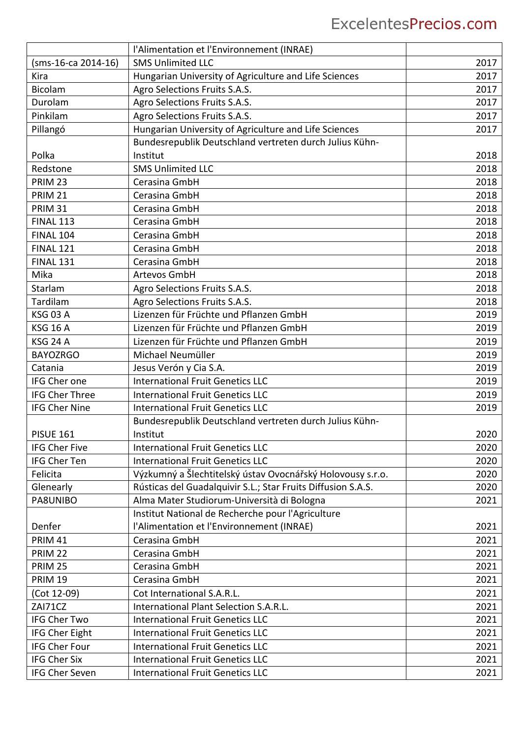| | | |
|---|---|---|
| | l'Alimentation et l'Environnement (INRAE) | |
| (sms-16-ca 2014-16) | SMS Unlimited LLC | 2017 |
| Kira | Hungarian University of Agriculture and Life Sciences | 2017 |
| Bicolam | Agro Selections Fruits S.A.S. | 2017 |
| Durolam | Agro Selections Fruits S.A.S. | 2017 |
| Pinkilam | Agro Selections Fruits S.A.S. | 2017 |
| Pillangó | Hungarian University of Agriculture and Life Sciences | 2017 |
| Polka | Bundesrepublik Deutschland vertreten durch Julius Kühn-Institut | 2018 |
| Redstone | SMS Unlimited LLC | 2018 |
| PRIM 23 | Cerasina GmbH | 2018 |
| PRIM 21 | Cerasina GmbH | 2018 |
| PRIM 31 | Cerasina GmbH | 2018 |
| FINAL 113 | Cerasina GmbH | 2018 |
| FINAL 104 | Cerasina GmbH | 2018 |
| FINAL 121 | Cerasina GmbH | 2018 |
| FINAL 131 | Cerasina GmbH | 2018 |
| Mika | Artevos GmbH | 2018 |
| Starlam | Agro Selections Fruits S.A.S. | 2018 |
| Tardilam | Agro Selections Fruits S.A.S. | 2018 |
| KSG 03 A | Lizenzen für Früchte und Pflanzen GmbH | 2019 |
| KSG 16 A | Lizenzen für Früchte und Pflanzen GmbH | 2019 |
| KSG 24 A | Lizenzen für Früchte und Pflanzen GmbH | 2019 |
| BAYOZRGO | Michael Neumüller | 2019 |
| Catania | Jesus Verón y Cia S.A. | 2019 |
| IFG Cher one | International Fruit Genetics LLC | 2019 |
| IFG Cher Three | International Fruit Genetics LLC | 2019 |
| IFG Cher Nine | International Fruit Genetics LLC | 2019 |
| PISUE 161 | Bundesrepublik Deutschland vertreten durch Julius Kühn-Institut | 2020 |
| IFG Cher Five | International Fruit Genetics LLC | 2020 |
| IFG Cher Ten | International Fruit Genetics LLC | 2020 |
| Felicita | Výzkumný a Šlechtitelský ústav Ovocnářský Holovousy s.r.o. | 2020 |
| Glenearly | Rústicas del Guadalquivir S.L.; Star Fruits Diffusion S.A.S. | 2020 |
| PA8UNIBO | Alma Mater Studiorum-Università di Bologna | 2021 |
| Denfer | Institut National de Recherche pour l'Agriculture l'Alimentation et l'Environnement (INRAE) | 2021 |
| PRIM 41 | Cerasina GmbH | 2021 |
| PRIM 22 | Cerasina GmbH | 2021 |
| PRIM 25 | Cerasina GmbH | 2021 |
| PRIM 19 | Cerasina GmbH | 2021 |
| (Cot 12-09) | Cot International S.A.R.L. | 2021 |
| ZAI71CZ | International Plant Selection S.A.R.L. | 2021 |
| IFG Cher Two | International Fruit Genetics LLC | 2021 |
| IFG Cher Eight | International Fruit Genetics LLC | 2021 |
| IFG Cher Four | International Fruit Genetics LLC | 2021 |
| IFG Cher Six | International Fruit Genetics LLC | 2021 |
| IFG Cher Seven | International Fruit Genetics LLC | 2021 |